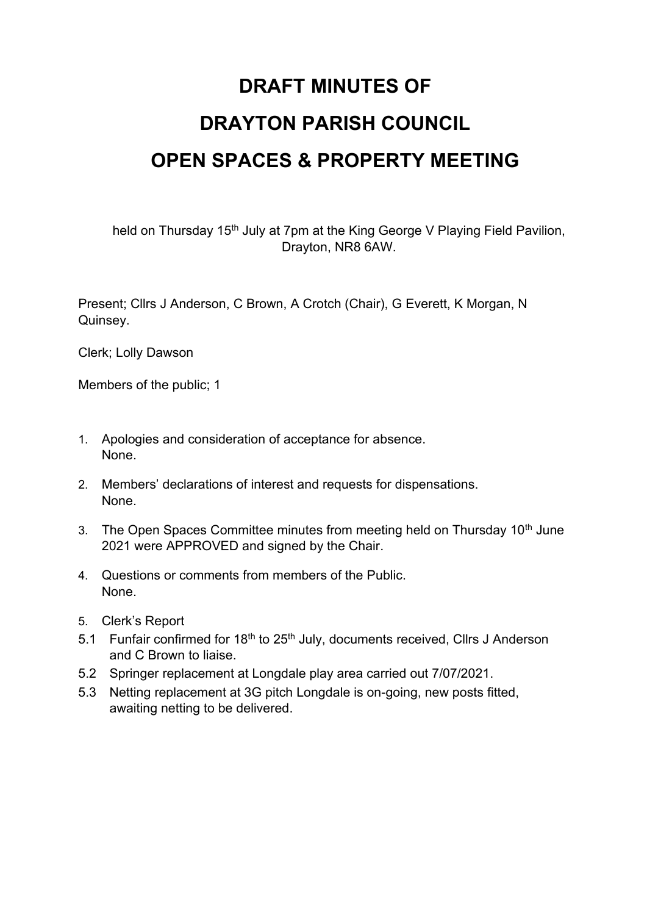# DRAFT MINUTES OF

# DRAYTON PARISH COUNCIL

# OPEN SPACES & PROPERTY MEETING

held on Thursday 15th July at 7pm at the King George V Playing Field Pavilion, Drayton, NR8 6AW.

Present; Cllrs J Anderson, C Brown, A Crotch (Chair), G Everett, K Morgan, N Quinsey.

Clerk; Lolly Dawson

Members of the public; 1

1. Apologies and consideration of acceptance for absence.
   None.
2. Members' declarations of interest and requests for dispensations.
   None.
3. The Open Spaces Committee minutes from meeting held on Thursday 10th June 2021 were APPROVED and signed by the Chair.
4. Questions or comments from members of the Public.
   None.
5. Clerk's Report

5.1 Funfair confirmed for 18th to 25th July, documents received, Cllrs J Anderson and C Brown to liaise.

5.2 Springer replacement at Longdale play area carried out 7/07/2021.

5.3 Netting replacement at 3G pitch Longdale is on-going, new posts fitted, awaiting netting to be delivered.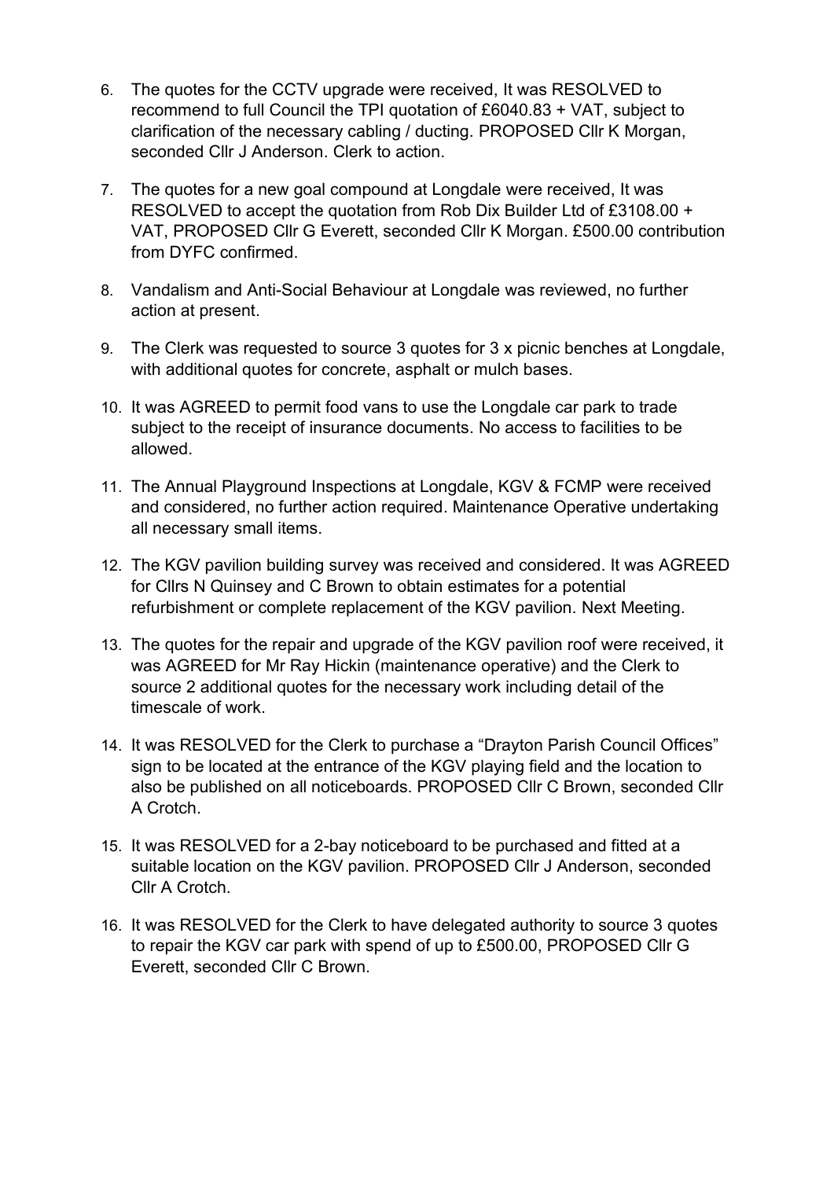6. The quotes for the CCTV upgrade were received, It was RESOLVED to recommend to full Council the TPI quotation of £6040.83 + VAT, subject to clarification of the necessary cabling / ducting. PROPOSED Cllr K Morgan, seconded Cllr J Anderson. Clerk to action.

7. The quotes for a new goal compound at Longdale were received, It was RESOLVED to accept the quotation from Rob Dix Builder Ltd of £3108.00 + VAT, PROPOSED Cllr G Everett, seconded Cllr K Morgan. £500.00 contribution from DYFC confirmed.

8. Vandalism and Anti-Social Behaviour at Longdale was reviewed, no further action at present.

9. The Clerk was requested to source 3 quotes for 3 x picnic benches at Longdale, with additional quotes for concrete, asphalt or mulch bases.

10. It was AGREED to permit food vans to use the Longdale car park to trade subject to the receipt of insurance documents. No access to facilities to be allowed.

11. The Annual Playground Inspections at Longdale, KGV & FCMP were received and considered, no further action required. Maintenance Operative undertaking all necessary small items.

12. The KGV pavilion building survey was received and considered. It was AGREED for Cllrs N Quinsey and C Brown to obtain estimates for a potential refurbishment or complete replacement of the KGV pavilion. Next Meeting.

13. The quotes for the repair and upgrade of the KGV pavilion roof were received, it was AGREED for Mr Ray Hickin (maintenance operative) and the Clerk to source 2 additional quotes for the necessary work including detail of the timescale of work.

14. It was RESOLVED for the Clerk to purchase a "Drayton Parish Council Offices" sign to be located at the entrance of the KGV playing field and the location to also be published on all noticeboards. PROPOSED Cllr C Brown, seconded Cllr A Crotch.

15. It was RESOLVED for a 2-bay noticeboard to be purchased and fitted at a suitable location on the KGV pavilion. PROPOSED Cllr J Anderson, seconded Cllr A Crotch.

16. It was RESOLVED for the Clerk to have delegated authority to source 3 quotes to repair the KGV car park with spend of up to £500.00, PROPOSED Cllr G Everett, seconded Cllr C Brown.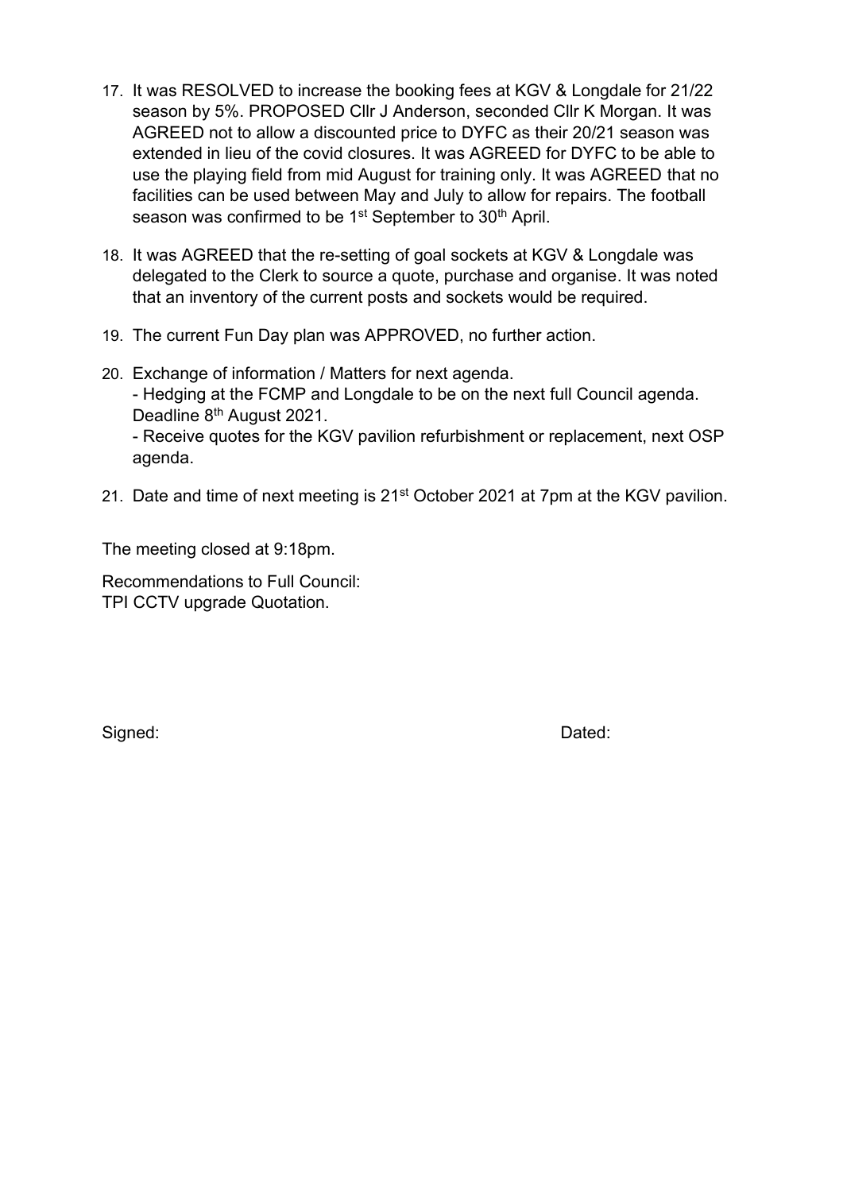17. It was RESOLVED to increase the booking fees at KGV & Longdale for 21/22 season by 5%. PROPOSED Cllr J Anderson, seconded Cllr K Morgan. It was AGREED not to allow a discounted price to DYFC as their 20/21 season was extended in lieu of the covid closures. It was AGREED for DYFC to be able to use the playing field from mid August for training only. It was AGREED that no facilities can be used between May and July to allow for repairs. The football season was confirmed to be 1st September to 30th April.

18. It was AGREED that the re-setting of goal sockets at KGV & Longdale was delegated to the Clerk to source a quote, purchase and organise. It was noted that an inventory of the current posts and sockets would be required.

19. The current Fun Day plan was APPROVED, no further action.

20. Exchange of information / Matters for next agenda.
    - Hedging at the FCMP and Longdale to be on the next full Council agenda. Deadline 8th August 2021.
    - Receive quotes for the KGV pavilion refurbishment or replacement, next OSP agenda.

21. Date and time of next meeting is 21st October 2021 at 7pm at the KGV pavilion.

The meeting closed at 9:18pm.

Recommendations to Full Council:
TPI CCTV upgrade Quotation.

Signed: Dated: